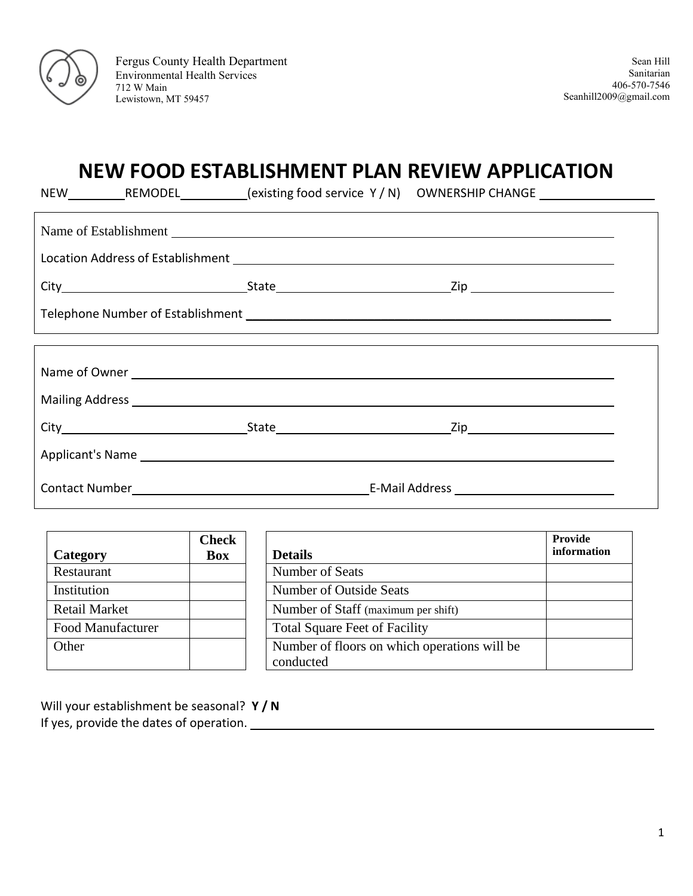Fergus County Health Department
Environmental Health Services
712 W Main
Lewistown, MT 59457

Sean Hill
Sanitarian
406-570-7546
Seanhill2009@gmail.com

# NEW FOOD ESTABLISHMENT PLAN REVIEW APPLICATION

NEW ________ REMODEL _________ (existing food service Y / N) OWNERSHIP CHANGE ________________

Name of Establishment ____________________________________________

Location Address of Establishment ____________________________________________

City ____________________ State ____________________ Zip ____________________

Telephone Number of Establishment ____________________________________________

Name of Owner ____________________________________________

Mailing Address ____________________________________________

City ____________________ State ____________________ Zip ____________________

Applicant's Name ____________________________________________

Contact Number ____________________ E-Mail Address ____________________

| Category | Check Box |
|---|---|
| Restaurant | |
| Institution | |
| Retail Market | |
| Food Manufacturer | |
| Other | |

| Details | Provide information |
|---|---|
| Number of Seats | |
| Number of Outside Seats | |
| Number of Staff (maximum per shift) | |
| Total Square Feet of Facility | |
| Number of floors on which operations will be conducted | |

Will your establishment be seasonal? **Y / N**
If yes, provide the dates of operation. ____________________________________________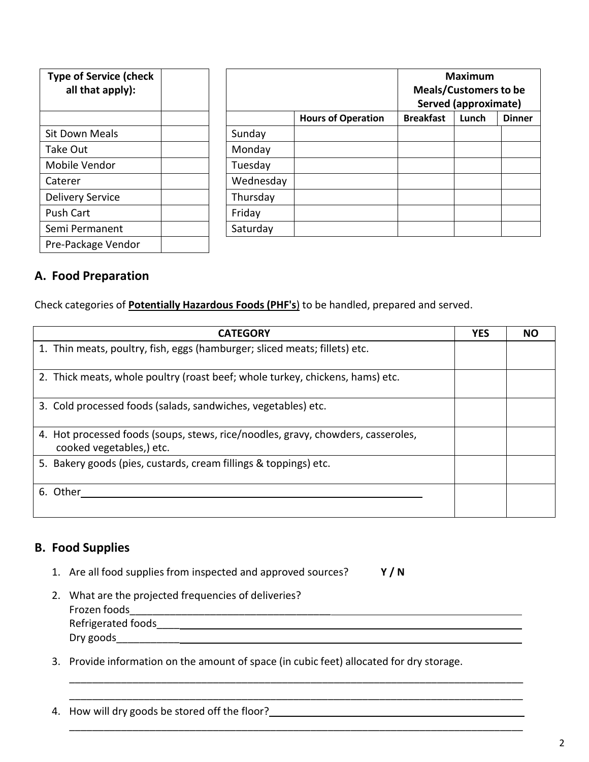| Type of Service (check all that apply): | |
|---|---|
| | |
| Sit Down Meals | |
| Take Out | |
| Mobile Vendor | |
| Caterer | |
| Delivery Service | |
| Push Cart | |
| Semi Permanent | |
| Pre-Package Vendor | |

| | | Maximum Meals/Customers to be Served (approximate) | | |
|---|---|---|---|---|
| | Hours of Operation | Breakfast | Lunch | Dinner |
| Sunday | | | | |
| Monday | | | | |
| Tuesday | | | | |
| Wednesday | | | | |
| Thursday | | | | |
| Friday | | | | |
| Saturday | | | | |

## A. Food Preparation

Check categories of **Potentially Hazardous Foods (PHF's**) to be handled, prepared and served.

| CATEGORY | YES | NO |
|---|---|---|
| 1. Thin meats, poultry, fish, eggs (hamburger; sliced meats; fillets) etc. | | |
| 2. Thick meats, whole poultry (roast beef; whole turkey, chickens, hams) etc. | | |
| 3. Cold processed foods (salads, sandwiches, vegetables) etc. | | |
| 4. Hot processed foods (soups, stews, rice/noodles, gravy, chowders, casseroles, cooked vegetables,) etc. | | |
| 5. Bakery goods (pies, custards, cream fillings & toppings) etc. | | |
| 6. Other\_\_\_\_\_\_\_\_\_\_\_\_\_\_\_\_\_\_\_\_\_\_\_\_\_\_\_\_\_\_\_\_\_\_\_\_\_\_\_\_ | | |

## B. Food Supplies

1. Are all food supplies from inspected and approved sources? **Y / N**
2. What are the projected frequencies of deliveries?
   Frozen foods\_\_\_\_\_\_\_\_\_\_\_\_\_\_\_\_\_\_\_\_\_\_\_\_\_\_\_\_\_\_\_\_\_\_\_\_\_\_\_\_\_\_\_\_\_\_\_\_\_\_\_\_\_\_\_\_\_\_
   Refrigerated foods\_\_\_\_\_\_\_\_\_\_\_\_\_\_\_\_\_\_\_\_\_\_\_\_\_\_\_\_\_\_\_\_\_\_\_\_\_\_\_\_\_\_\_\_\_\_\_\_\_\_\_\_
   Dry goods\_\_\_\_\_\_\_\_\_\_\_\_\_\_\_\_\_\_\_\_\_\_\_\_\_\_\_\_\_\_\_\_\_\_\_\_\_\_\_\_\_\_\_\_\_\_\_\_\_\_\_\_\_\_\_\_\_\_\_\_
3. Provide information on the amount of space (in cubic feet) allocated for dry storage.
   \_\_\_\_\_\_\_\_\_\_\_\_\_\_\_\_\_\_\_\_\_\_\_\_\_\_\_\_\_\_\_\_\_\_\_\_\_\_\_\_\_\_\_\_\_\_\_\_\_\_\_\_\_\_\_\_\_\_\_\_\_\_\_\_\_\_\_\_\_\_\_\_
   \_\_\_\_\_\_\_\_\_\_\_\_\_\_\_\_\_\_\_\_\_\_\_\_\_\_\_\_\_\_\_\_\_\_\_\_\_\_\_\_\_\_\_\_\_\_\_\_\_\_\_\_\_\_\_\_\_\_\_\_\_\_\_\_\_\_\_\_\_\_\_\_
4. How will dry goods be stored off the floor?\_\_\_\_\_\_\_\_\_\_\_\_\_\_\_\_\_\_\_\_\_\_\_\_\_\_\_\_\_\_\_\_\_\_\_\_\_\_\_\_
   \_\_\_\_\_\_\_\_\_\_\_\_\_\_\_\_\_\_\_\_\_\_\_\_\_\_\_\_\_\_\_\_\_\_\_\_\_\_\_\_\_\_\_\_\_\_\_\_\_\_\_\_\_\_\_\_\_\_\_\_\_\_\_\_\_\_\_\_\_\_\_\_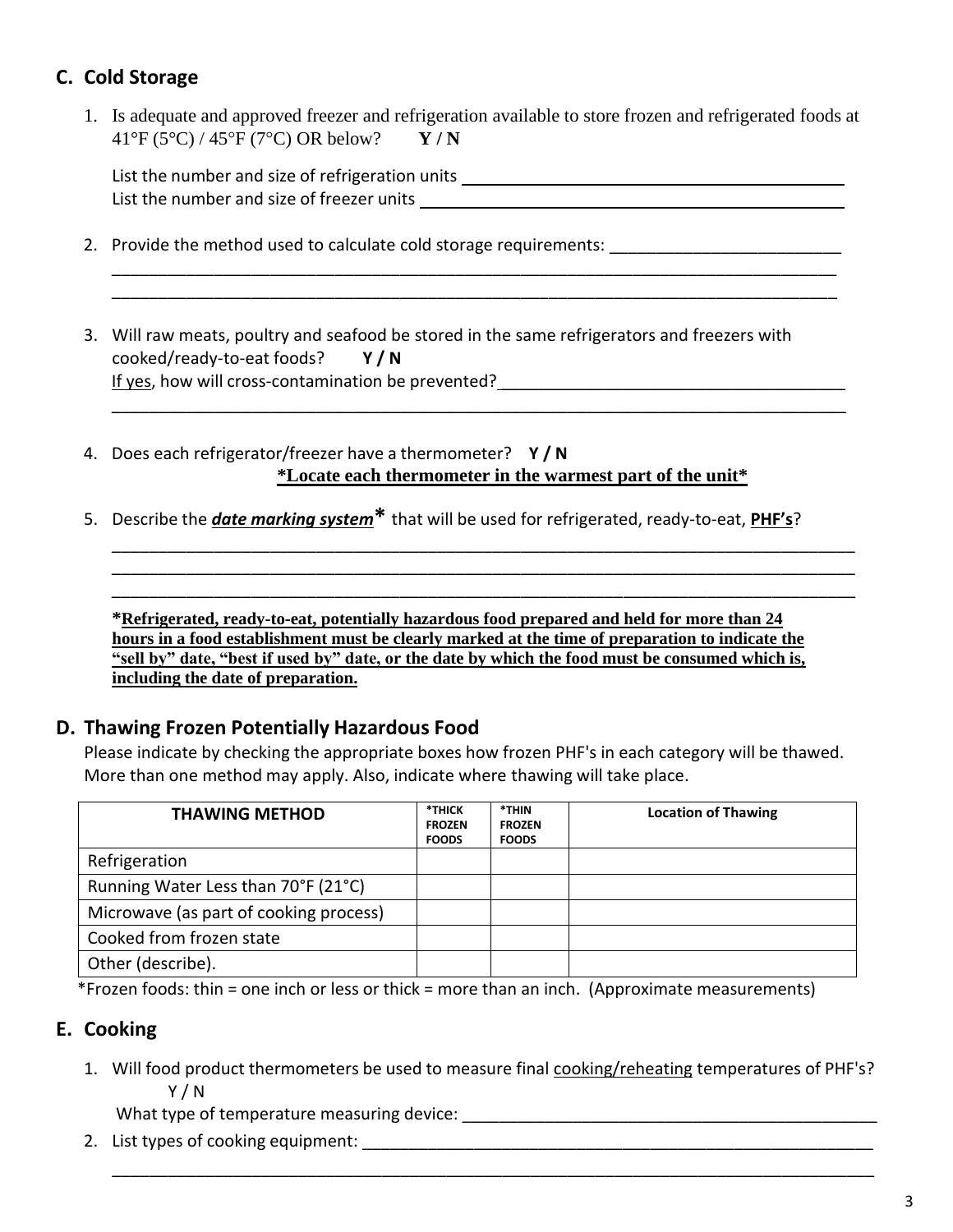## C. Cold Storage

1. Is adequate and approved freezer and refrigeration available to store frozen and refrigerated foods at 41°F (5°C) / 45°F (7°C) OR below? **Y / N**

   List the number and size of refrigeration units ______________________________

   List the number and size of freezer units ______________________________

2. Provide the method used to calculate cold storage requirements: ______________________________

   ______________________________

   ______________________________

3. Will raw meats, poultry and seafood be stored in the same refrigerators and freezers with cooked/ready-to-eat foods? **Y / N**

   If yes, how will cross-contamination be prevented? ______________________________

   ______________________________

4. Does each refrigerator/freezer have a thermometer? **Y / N**

   **\*Locate each thermometer in the warmest part of the unit\***

5. Describe the ***date marking system**** that will be used for refrigerated, ready-to-eat, **PHF's**?

   ______________________________

   ______________________________

   ______________________________

   **\*Refrigerated, ready-to-eat, potentially hazardous food prepared and held for more than 24 hours in a food establishment must be clearly marked at the time of preparation to indicate the "sell by" date, "best if used by" date, or the date by which the food must be consumed which is, including the date of preparation.**

## D. Thawing Frozen Potentially Hazardous Food

Please indicate by checking the appropriate boxes how frozen PHF's in each category will be thawed. More than one method may apply. Also, indicate where thawing will take place.

| THAWING METHOD | *THICK FROZEN FOODS | *THIN FROZEN FOODS | Location of Thawing |
|---|---|---|---|
| Refrigeration | | | |
| Running Water Less than 70°F (21°C) | | | |
| Microwave (as part of cooking process) | | | |
| Cooked from frozen state | | | |
| Other (describe). | | | |

*Frozen foods: thin = one inch or less or thick = more than an inch. (Approximate measurements)

## E. Cooking

1. Will food product thermometers be used to measure final cooking/reheating temperatures of PHF's? Y / N

   What type of temperature measuring device: ______________________________

2. List types of cooking equipment: ______________________________

   ______________________________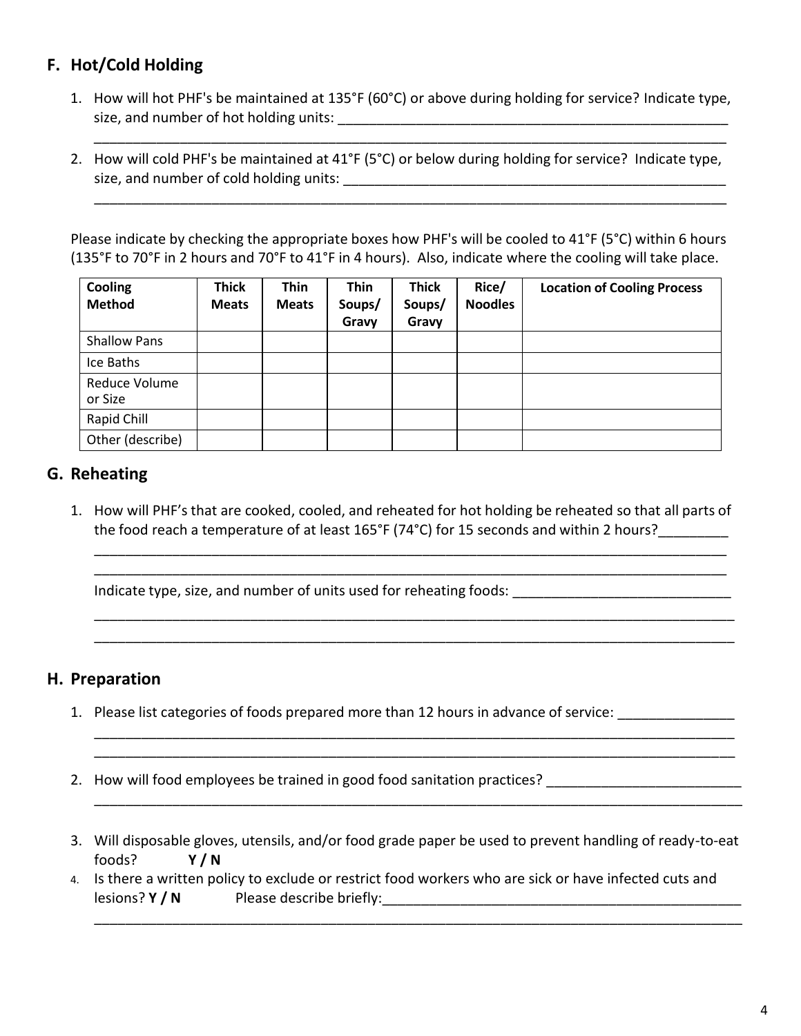## F. Hot/Cold Holding

1. How will hot PHF's be maintained at 135°F (60°C) or above during holding for service? Indicate type, size, and number of hot holding units: ____________________________________________________
_____________________________________________________________________________________

2. How will cold PHF's be maintained at 41°F (5°C) or below during holding for service? Indicate type, size, and number of cold holding units: ____________________________________________________
_____________________________________________________________________________________

Please indicate by checking the appropriate boxes how PHF's will be cooled to 41°F (5°C) within 6 hours (135°F to 70°F in 2 hours and 70°F to 41°F in 4 hours). Also, indicate where the cooling will take place.

| Cooling Method | Thick Meats | Thin Meats | Thin Soups/ Gravy | Thick Soups/ Gravy | Rice/ Noodles | Location of Cooling Process |
|---|---|---|---|---|---|---|
| Shallow Pans | | | | | | |
| Ice Baths | | | | | | |
| Reduce Volume or Size | | | | | | |
| Rapid Chill | | | | | | |
| Other (describe) | | | | | | |

## G. Reheating

1. How will PHF's that are cooked, cooled, and reheated for hot holding be reheated so that all parts of the food reach a temperature of at least 165°F (74°C) for 15 seconds and within 2 hours?_________
_____________________________________________________________________________________
_____________________________________________________________________________________

Indicate type, size, and number of units used for reheating foods: ____________________________
_____________________________________________________________________________________
_____________________________________________________________________________________

## H. Preparation

1. Please list categories of foods prepared more than 12 hours in advance of service: _______________
_____________________________________________________________________________________
_____________________________________________________________________________________

2. How will food employees be trained in good food sanitation practices? _________________________
_____________________________________________________________________________________

3. Will disposable gloves, utensils, and/or food grade paper be used to prevent handling of ready-to-eat foods? **Y / N**

4. Is there a written policy to exclude or restrict food workers who are sick or have infected cuts and lesions? **Y / N** Please describe briefly:_________________________________________________
_____________________________________________________________________________________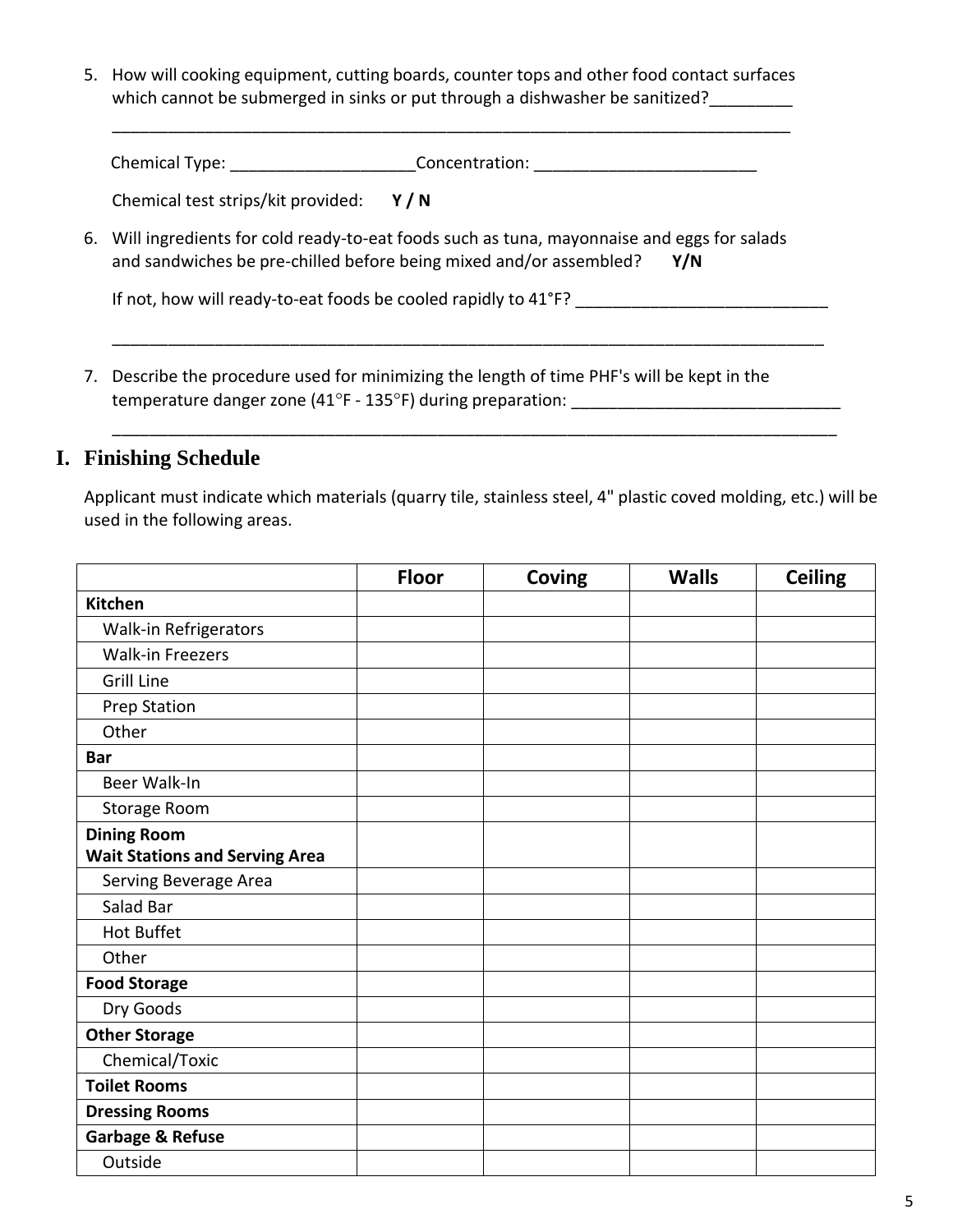5. How will cooking equipment, cutting boards, counter tops and other food contact surfaces which cannot be submerged in sinks or put through a dishwasher be sanitized?_________
______________________________________________________________________________

   Chemical Type: ____________________Concentration: ________________________

   Chemical test strips/kit provided: **Y / N**

6. Will ingredients for cold ready-to-eat foods such as tuna, mayonnaise and eggs for salads and sandwiches be pre-chilled before being mixed and/or assembled? **Y/N**

   If not, how will ready-to-eat foods be cooled rapidly to 41°F? ___________________________
______________________________________________________________________________

7. Describe the procedure used for minimizing the length of time PHF's will be kept in the temperature danger zone (41°F - 135°F) during preparation: _____________________________
______________________________________________________________________________

## I. Finishing Schedule

Applicant must indicate which materials (quarry tile, stainless steel, 4" plastic coved molding, etc.) will be used in the following areas.

| | Floor | Coving | Walls | Ceiling |
|---|---|---|---|---|
| **Kitchen** | | | | |
| Walk-in Refrigerators | | | | |
| Walk-in Freezers | | | | |
| Grill Line | | | | |
| Prep Station | | | | |
| Other | | | | |
| **Bar** | | | | |
| Beer Walk-In | | | | |
| Storage Room | | | | |
| **Dining Room Wait Stations and Serving Area** | | | | |
| Serving Beverage Area | | | | |
| Salad Bar | | | | |
| Hot Buffet | | | | |
| Other | | | | |
| **Food Storage** | | | | |
| Dry Goods | | | | |
| **Other Storage** | | | | |
| Chemical/Toxic | | | | |
| **Toilet Rooms** | | | | |
| **Dressing Rooms** | | | | |
| **Garbage & Refuse** | | | | |
| Outside | | | | |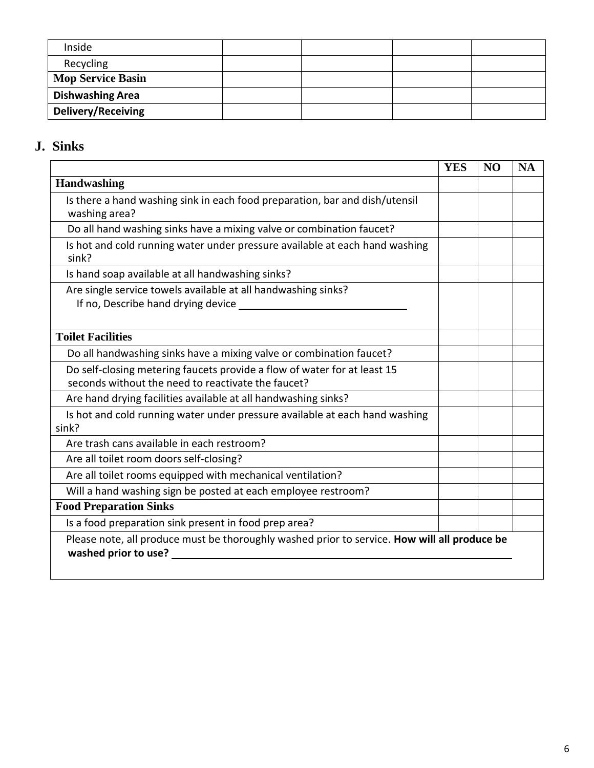| | | | | |
|---|---|---|---|---|
| Inside | | | | |
| Recycling | | | | |
| **Mop Service Basin** | | | | |
| **Dishwashing Area** | | | | |
| **Delivery/Receiving** | | | | |

## J. Sinks

| | YES | NO | NA |
|---|---|---|---|
| **Handwashing** | | | |
| Is there a hand washing sink in each food preparation, bar and dish/utensil washing area? | | | |
| Do all hand washing sinks have a mixing valve or combination faucet? | | | |
| Is hot and cold running water under pressure available at each hand washing sink? | | | |
| Is hand soap available at all handwashing sinks? | | | |
| Are single service towels available at all handwashing sinks?<br>If no, Describe hand drying device ______________________________ | | | |
| **Toilet Facilities** | | | |
| Do all handwashing sinks have a mixing valve or combination faucet? | | | |
| Do self-closing metering faucets provide a flow of water for at least 15 seconds without the need to reactivate the faucet? | | | |
| Are hand drying facilities available at all handwashing sinks? | | | |
| Is hot and cold running water under pressure available at each hand washing sink? | | | |
| Are trash cans available in each restroom? | | | |
| Are all toilet room doors self-closing? | | | |
| Are all toilet rooms equipped with mechanical ventilation? | | | |
| Will a hand washing sign be posted at each employee restroom? | | | |
| **Food Preparation Sinks** | | | |
| Is a food preparation sink present in food prep area? | | | |
| Please note, all produce must be thoroughly washed prior to service. **How will all produce be washed prior to use?** ______________________________________________________________ | | | |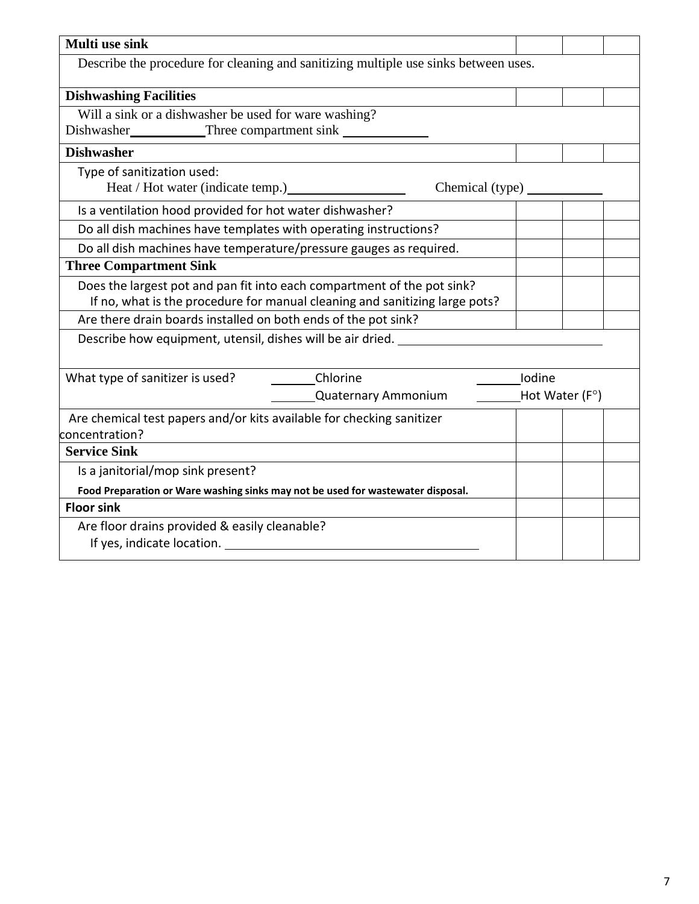| | | | |
|---|---|---|---|
| **Multi use sink** | | | |
| Describe the procedure for cleaning and sanitizing multiple use sinks between uses. | | | |
| **Dishwashing Facilities** | | | |
| Will a sink or a dishwasher be used for ware washing?<br>Dishwasher\_\_\_\_\_\_\_\_\_\_\_Three compartment sink \_\_\_\_\_\_\_\_\_\_\_\_ | | | |
| **Dishwasher** | | | |
| Type of sanitization used:<br>Heat / Hot water (indicate temp.)\_\_\_\_\_\_\_\_\_\_\_\_\_\_\_\_\_\_ Chemical (type) \_\_\_\_\_\_\_\_\_\_\_ | | | |
| Is a ventilation hood provided for hot water dishwasher? | | | |
| Do all dish machines have templates with operating instructions? | | | |
| Do all dish machines have temperature/pressure gauges as required. | | | |
| **Three Compartment Sink** | | | |
| Does the largest pot and pan fit into each compartment of the pot sink?<br>If no, what is the procedure for manual cleaning and sanitizing large pots? | | | |
| Are there drain boards installed on both ends of the pot sink? | | | |
| Describe how equipment, utensil, dishes will be air dried. \_\_\_\_\_\_\_\_\_\_\_\_\_\_\_\_\_\_\_\_\_\_\_\_\_\_\_\_\_\_ | | | |
| What type of sanitizer is used? \_\_\_\_\_\_\_Chlorine \_\_\_\_\_\_\_Iodine<br>\_\_\_\_\_\_\_Quaternary Ammonium \_\_\_\_\_\_\_Hot Water (F°) | | | |
| Are chemical test papers and/or kits available for checking sanitizer concentration? | | | |
| **Service Sink** | | | |
| Is a janitorial/mop sink present?<br>**Food Preparation or Ware washing sinks may not be used for wastewater disposal.** | | | |
| **Floor sink** | | | |
| Are floor drains provided & easily cleanable?<br>If yes, indicate location. \_\_\_\_\_\_\_\_\_\_\_\_\_\_\_\_\_\_\_\_\_\_\_\_\_\_\_\_\_\_\_\_\_\_\_\_\_\_ | | | |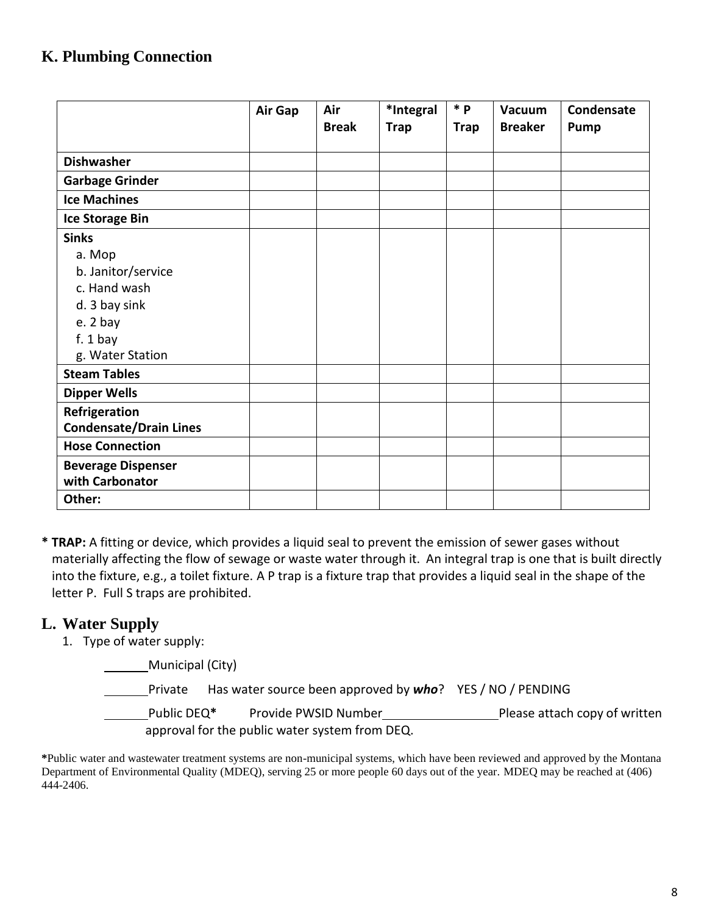## K. Plumbing Connection

| | Air Gap | Air Break | *Integral Trap | * P Trap | Vacuum Breaker | Condensate Pump |
|---|---|---|---|---|---|---|
| **Dishwasher** | | | | | | |
| **Garbage Grinder** | | | | | | |
| **Ice Machines** | | | | | | |
| **Ice Storage Bin** | | | | | | |
| **Sinks**<br>a. Mop<br>b. Janitor/service<br>c. Hand wash<br>d. 3 bay sink<br>e. 2 bay<br>f. 1 bay<br>g. Water Station | | | | | | |
| **Steam Tables** | | | | | | |
| **Dipper Wells** | | | | | | |
| **Refrigeration Condensate/Drain Lines** | | | | | | |
| **Hose Connection** | | | | | | |
| **Beverage Dispenser with Carbonator** | | | | | | |
| **Other:** | | | | | | |

**\* TRAP:** A fitting or device, which provides a liquid seal to prevent the emission of sewer gases without materially affecting the flow of sewage or waste water through it. An integral trap is one that is built directly into the fixture, e.g., a toilet fixture. A P trap is a fixture trap that provides a liquid seal in the shape of the letter P. Full S traps are prohibited.

## L. Water Supply

1. Type of water supply:

   ______Municipal (City)

   ______Private  Has water source been approved by ***who***?  YES / NO / PENDING

   ______Public DEQ**\***  Provide PWSID Number________________ Please attach copy of written approval for the public water system from DEQ.

**\***Public water and wastewater treatment systems are non-municipal systems, which have been reviewed and approved by the Montana Department of Environmental Quality (MDEQ), serving 25 or more people 60 days out of the year. MDEQ may be reached at (406) 444-2406.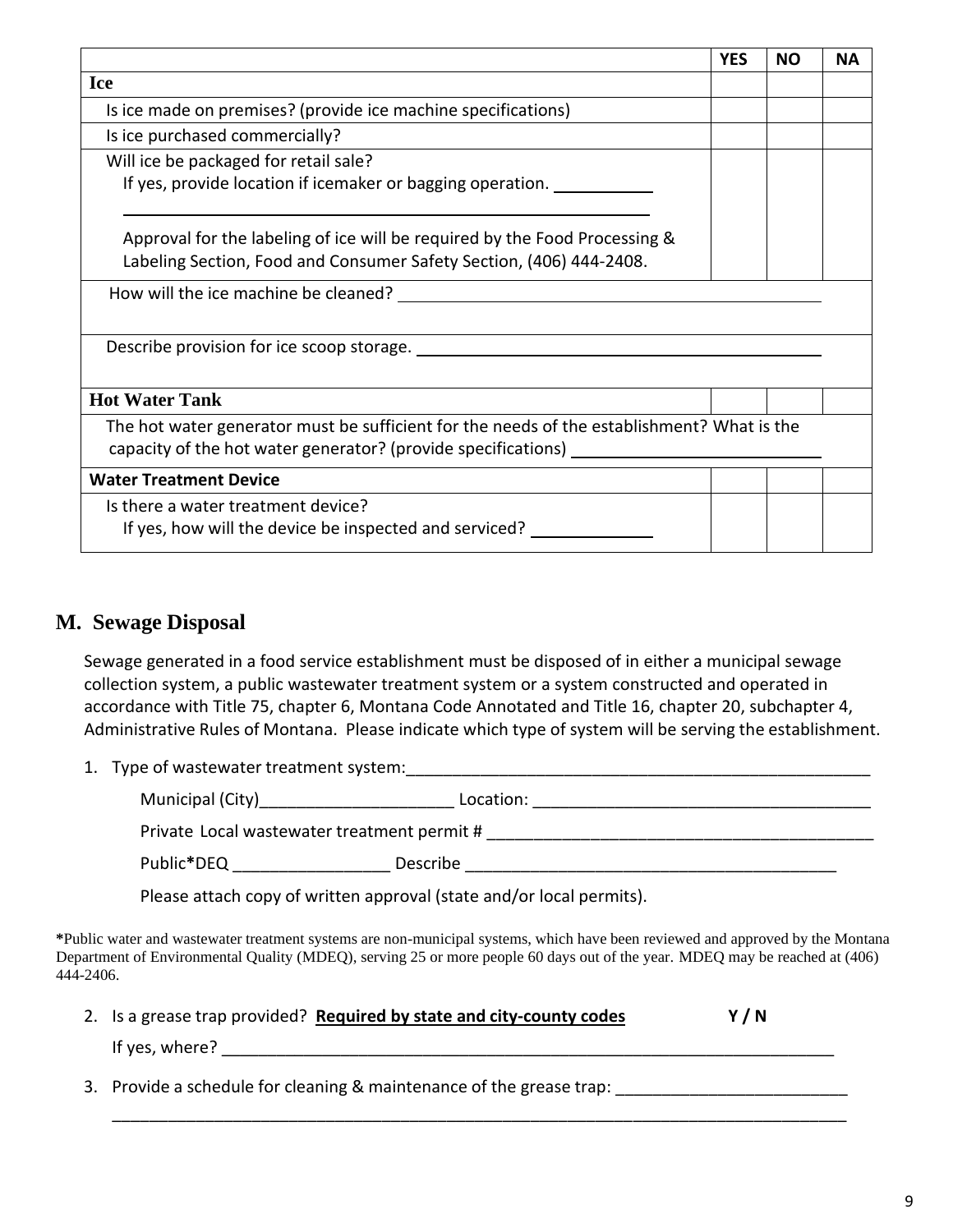| | YES | NO | NA |
|---|---|---|---|
| **Ice** | | | |
| Is ice made on premises? (provide ice machine specifications) | | | |
| Is ice purchased commercially? | | | |
| Will ice be packaged for retail sale? If yes, provide location if icemaker or bagging operation. ___________ ___________ Approval for the labeling of ice will be required by the Food Processing & Labeling Section, Food and Consumer Safety Section, (406) 444-2408. | | | |
| How will the ice machine be cleaned? ___________ | | | |
| Describe provision for ice scoop storage. ___________ | | | |
| **Hot Water Tank** | | | |
| The hot water generator must be sufficient for the needs of the establishment? What is the capacity of the hot water generator? (provide specifications) ___________ | | | |
| **Water Treatment Device** | | | |
| Is there a water treatment device? If yes, how will the device be inspected and serviced? ___________ | | | |

## M. Sewage Disposal

Sewage generated in a food service establishment must be disposed of in either a municipal sewage collection system, a public wastewater treatment system or a system constructed and operated in accordance with Title 75, chapter 6, Montana Code Annotated and Title 16, chapter 20, subchapter 4, Administrative Rules of Montana. Please indicate which type of system will be serving the establishment.

1. Type of wastewater treatment system:_____________________________________________________

   Municipal (City)_____________________ Location: _____________________________________

   Private Local wastewater treatment permit # __________________________________________

   Public*DEQ _________________ Describe _________________________________________

   Please attach copy of written approval (state and/or local permits).

***Public water and wastewater treatment systems are non-municipal systems, which have been reviewed and approved by the Montana Department of Environmental Quality (MDEQ), serving 25 or more people 60 days out of the year. MDEQ may be reached at (406) 444-2406.

2. Is a grease trap provided? **Required by state and city-county codes** **Y / N**

   If yes, where? _______________________________________________________________________

3. Provide a schedule for cleaning & maintenance of the grease trap: _________________________

   ___________________________________________________________________________________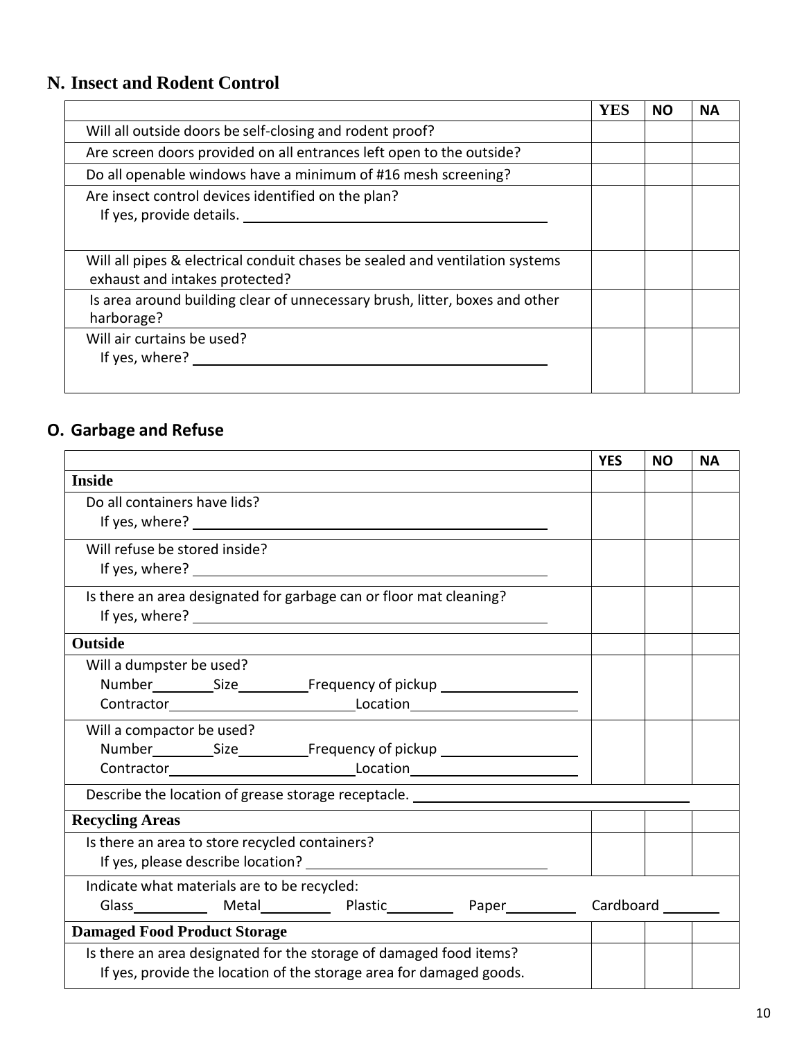## N. Insect and Rodent Control

| | YES | NO | NA |
|---|---|---|---|
| Will all outside doors be self-closing and rodent proof? | | | |
| Are screen doors provided on all entrances left open to the outside? | | | |
| Do all openable windows have a minimum of #16 mesh screening? | | | |
| Are insect control devices identified on the plan?<br>If yes, provide details. ________________________________ | | | |
| Will all pipes & electrical conduit chases be sealed and ventilation systems exhaust and intakes protected? | | | |
| Is area around building clear of unnecessary brush, litter, boxes and other harborage? | | | |
| Will air curtains be used?<br>If yes, where? ________________________________ | | | |

## O. Garbage and Refuse

| | YES | NO | NA |
|---|---|---|---|
| **Inside** | | | |
| Do all containers have lids?<br>If yes, where? ________________________________ | | | |
| Will refuse be stored inside?<br>If yes, where? ________________________________ | | | |
| Is there an area designated for garbage can or floor mat cleaning?<br>If yes, where? ________________________________ | | | |
| **Outside** | | | |
| Will a dumpster be used?<br>Number________Size_________Frequency of pickup __________________<br>Contractor________________________Location______________________ | | | |
| Will a compactor be used?<br>Number________Size_________Frequency of pickup __________________<br>Contractor________________________Location______________________ | | | |
| Describe the location of grease storage receptacle. ________________________________ | | | |
| **Recycling Areas** | | | |
| Is there an area to store recycled containers?<br>If yes, please describe location? ______________________________ | | | |
| Indicate what materials are to be recycled:<br>Glass__________ Metal_________ Plastic_________ Paper_________ Cardboard _______ | | | |
| **Damaged Food Product Storage** | | | |
| Is there an area designated for the storage of damaged food items?<br>If yes, provide the location of the storage area for damaged goods. | | | |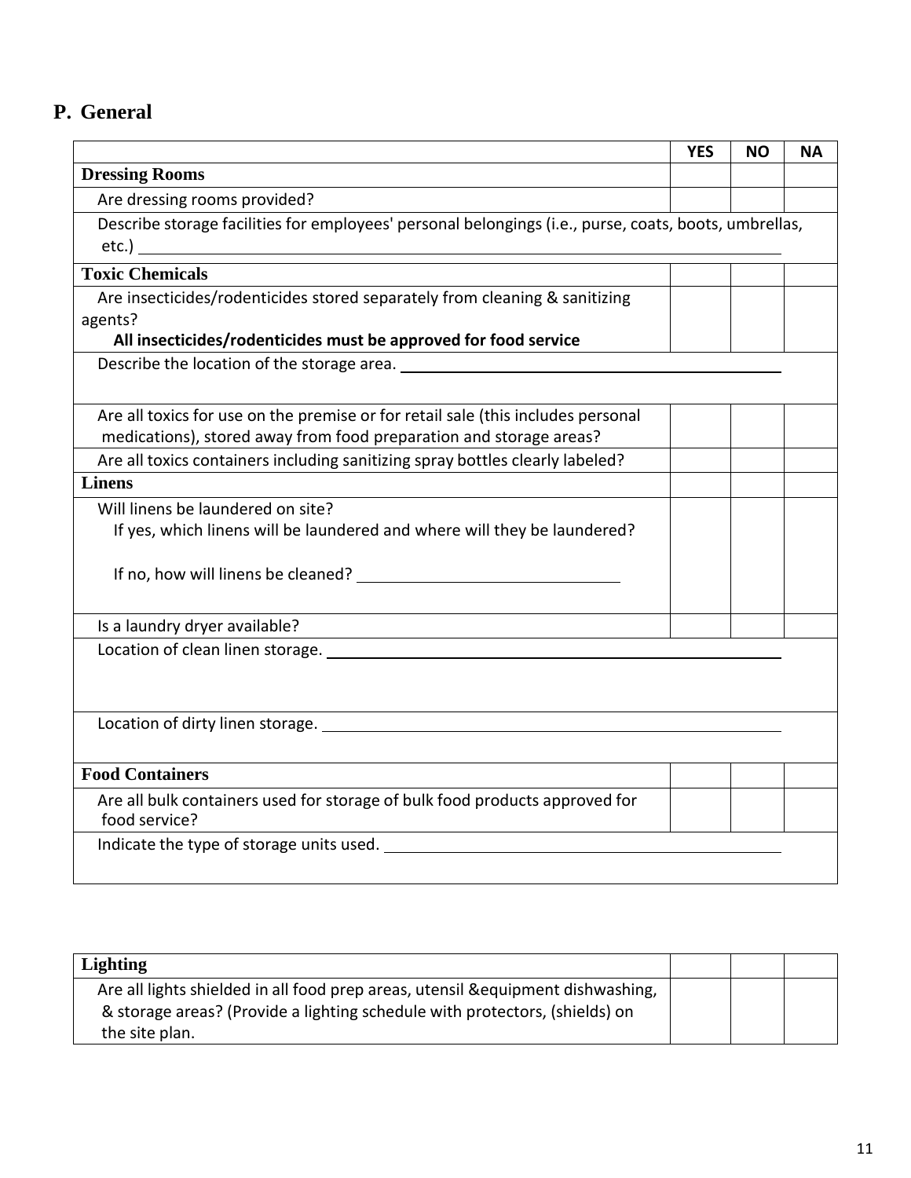## P. General

| | YES | NO | NA |
|---|---|---|---|
| **Dressing Rooms** | | | |
| Are dressing rooms provided? | | | |
| Describe storage facilities for employees' personal belongings (i.e., purse, coats, boots, umbrellas, etc.) ______ | | | |
| **Toxic Chemicals** | | | |
| Are insecticides/rodenticides stored separately from cleaning & sanitizing agents? **All insecticides/rodenticides must be approved for food service** | | | |
| Describe the location of the storage area. ______ | | | |
| Are all toxics for use on the premise or for retail sale (this includes personal medications), stored away from food preparation and storage areas? | | | |
| Are all toxics containers including sanitizing spray bottles clearly labeled? | | | |
| **Linens** | | | |
| Will linens be laundered on site? If yes, which linens will be laundered and where will they be laundered? If no, how will linens be cleaned? ______ | | | |
| Is a laundry dryer available? | | | |
| Location of clean linen storage. ______ | | | |
| Location of dirty linen storage. ______ | | | |
| **Food Containers** | | | |
| Are all bulk containers used for storage of bulk food products approved for food service? | | | |
| Indicate the type of storage units used. ______ | | | |

| **Lighting** | | | |
|---|---|---|---|
| Are all lights shielded in all food prep areas, utensil &equipment dishwashing, & storage areas? (Provide a lighting schedule with protectors, (shields) on the site plan. | | | |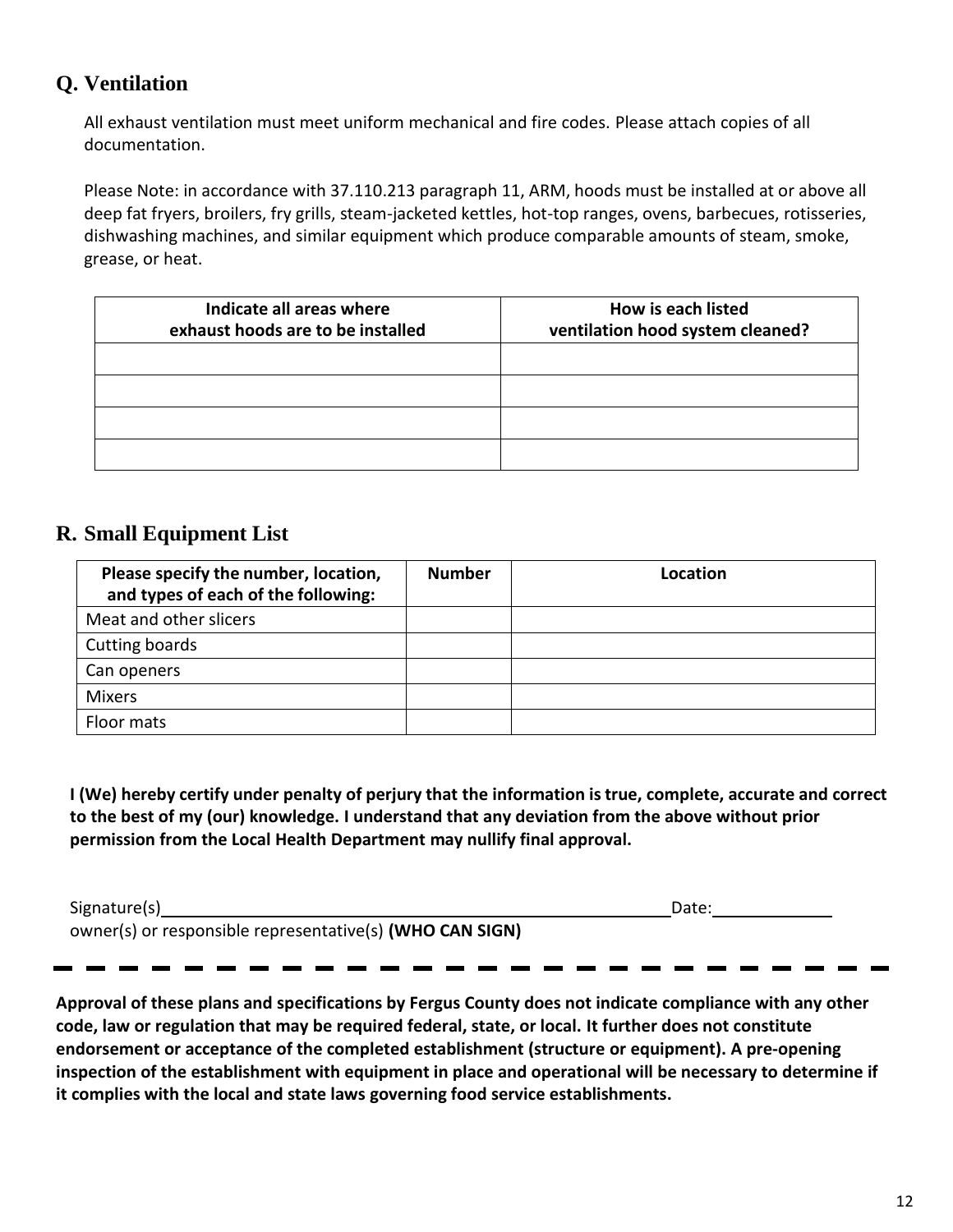## Q. Ventilation

All exhaust ventilation must meet uniform mechanical and fire codes. Please attach copies of all documentation.

Please Note: in accordance with 37.110.213 paragraph 11, ARM, hoods must be installed at or above all deep fat fryers, broilers, fry grills, steam-jacketed kettles, hot-top ranges, ovens, barbecues, rotisseries, dishwashing machines, and similar equipment which produce comparable amounts of steam, smoke, grease, or heat.

| Indicate all areas where exhaust hoods are to be installed | How is each listed ventilation hood system cleaned? |
|---|---|
| | |
| | |
| | |
| | |

## R. Small Equipment List

| Please specify the number, location, and types of each of the following: | Number | Location |
|---|---|---|
| Meat and other slicers | | |
| Cutting boards | | |
| Can openers | | |
| Mixers | | |
| Floor mats | | |

**I (We) hereby certify under penalty of perjury that the information is true, complete, accurate and correct to the best of my (our) knowledge. I understand that any deviation from the above without prior permission from the Local Health Department may nullify final approval.**

Signature(s)\_\_\_\_\_\_\_\_\_\_\_\_\_\_\_\_\_\_\_\_\_\_\_\_\_\_\_\_\_\_\_\_\_\_\_\_\_\_\_\_\_\_\_\_\_\_\_\_ Date:\_\_\_\_\_\_\_\_\_\_\_\_
owner(s) or responsible representative(s) **(WHO CAN SIGN)**

---

**Approval of these plans and specifications by Fergus County does not indicate compliance with any other code, law or regulation that may be required federal, state, or local. It further does not constitute endorsement or acceptance of the completed establishment (structure or equipment). A pre-opening inspection of the establishment with equipment in place and operational will be necessary to determine if it complies with the local and state laws governing food service establishments.**